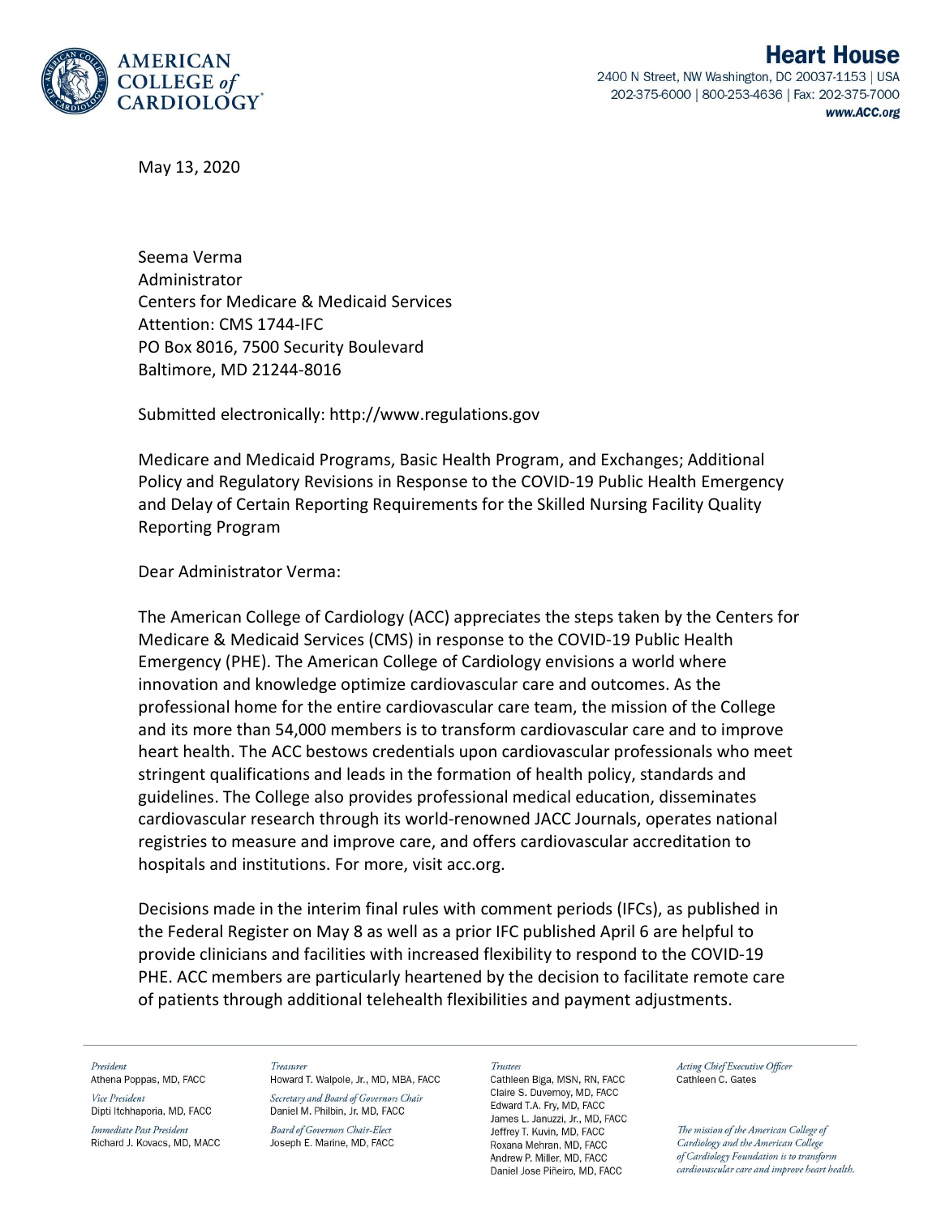**AMERICAN COLLEGE *of* CARDIOLOGY**

**Heart House**
2400 N Street, NW Washington, DC 20037-1153 | USA
202-375-6000 | 800-253-4636 | Fax: 202-375-7000
***www.ACC.org***

May 13, 2020

Seema Verma
Administrator
Centers for Medicare & Medicaid Services
Attention: CMS 1744-IFC
PO Box 8016, 7500 Security Boulevard
Baltimore, MD 21244-8016

Submitted electronically: http://www.regulations.gov

Medicare and Medicaid Programs, Basic Health Program, and Exchanges; Additional Policy and Regulatory Revisions in Response to the COVID-19 Public Health Emergency and Delay of Certain Reporting Requirements for the Skilled Nursing Facility Quality Reporting Program

Dear Administrator Verma:

The American College of Cardiology (ACC) appreciates the steps taken by the Centers for Medicare & Medicaid Services (CMS) in response to the COVID-19 Public Health Emergency (PHE). The American College of Cardiology envisions a world where innovation and knowledge optimize cardiovascular care and outcomes. As the professional home for the entire cardiovascular care team, the mission of the College and its more than 54,000 members is to transform cardiovascular care and to improve heart health. The ACC bestows credentials upon cardiovascular professionals who meet stringent qualifications and leads in the formation of health policy, standards and guidelines. The College also provides professional medical education, disseminates cardiovascular research through its world-renowned JACC Journals, operates national registries to measure and improve care, and offers cardiovascular accreditation to hospitals and institutions. For more, visit acc.org.

Decisions made in the interim final rules with comment periods (IFCs), as published in the Federal Register on May 8 as well as a prior IFC published April 6 are helpful to provide clinicians and facilities with increased flexibility to respond to the COVID-19 PHE. ACC members are particularly heartened by the decision to facilitate remote care of patients through additional telehealth flexibilities and payment adjustments.

*President*
Athena Poppas, MD, FACC

*Vice President*
Dipti Itchhaporia, MD, FACC

*Immediate Past President*
Richard J. Kovacs, MD, MACC

*Treasurer*
Howard T. Walpole, Jr., MD, MBA, FACC

*Secretary and Board of Governors Chair*
Daniel M. Philbin, Jr. MD, FACC

*Board of Governors Chair-Elect*
Joseph E. Marine, MD, FACC

*Trustees*
Cathleen Biga, MSN, RN, FACC
Claire S. Duvernoy, MD, FACC
Edward T.A. Fry, MD, FACC
James L. Januzzi, Jr., MD, FACC
Jeffrey T. Kuvin, MD, FACC
Roxana Mehran, MD, FACC
Andrew P. Miller, MD, FACC
Daniel Jose Piñeiro, MD, FACC

*Acting Chief Executive Officer*
Cathleen C. Gates

*The mission of the American College of Cardiology and the American College of Cardiology Foundation is to transform cardiovascular care and improve heart health.*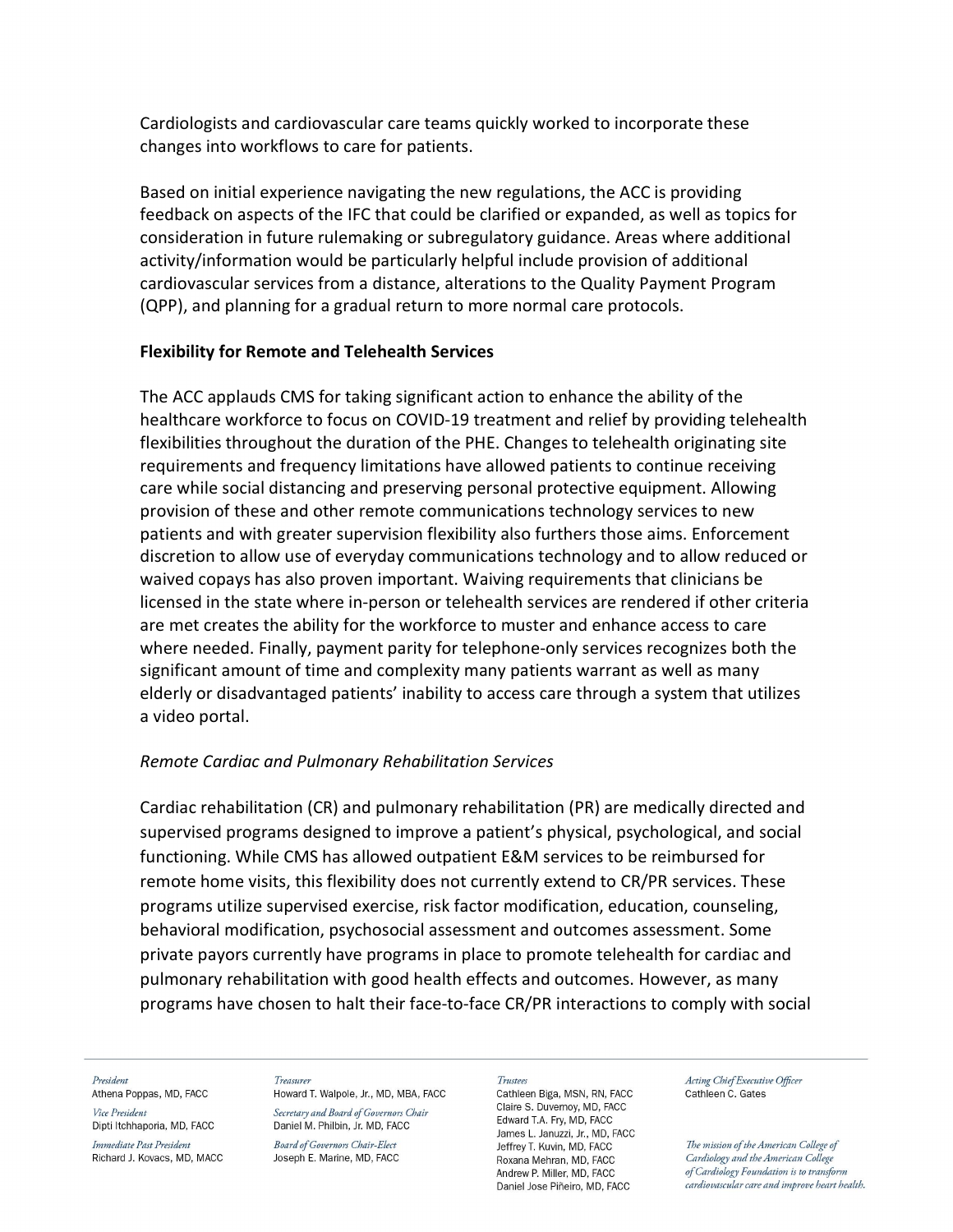Cardiologists and cardiovascular care teams quickly worked to incorporate these changes into workflows to care for patients.

Based on initial experience navigating the new regulations, the ACC is providing feedback on aspects of the IFC that could be clarified or expanded, as well as topics for consideration in future rulemaking or subregulatory guidance. Areas where additional activity/information would be particularly helpful include provision of additional cardiovascular services from a distance, alterations to the Quality Payment Program (QPP), and planning for a gradual return to more normal care protocols.

**Flexibility for Remote and Telehealth Services**

The ACC applauds CMS for taking significant action to enhance the ability of the healthcare workforce to focus on COVID-19 treatment and relief by providing telehealth flexibilities throughout the duration of the PHE. Changes to telehealth originating site requirements and frequency limitations have allowed patients to continue receiving care while social distancing and preserving personal protective equipment. Allowing provision of these and other remote communications technology services to new patients and with greater supervision flexibility also furthers those aims. Enforcement discretion to allow use of everyday communications technology and to allow reduced or waived copays has also proven important. Waiving requirements that clinicians be licensed in the state where in-person or telehealth services are rendered if other criteria are met creates the ability for the workforce to muster and enhance access to care where needed. Finally, payment parity for telephone-only services recognizes both the significant amount of time and complexity many patients warrant as well as many elderly or disadvantaged patients' inability to access care through a system that utilizes a video portal.

*Remote Cardiac and Pulmonary Rehabilitation Services*

Cardiac rehabilitation (CR) and pulmonary rehabilitation (PR) are medically directed and supervised programs designed to improve a patient's physical, psychological, and social functioning. While CMS has allowed outpatient E&M services to be reimbursed for remote home visits, this flexibility does not currently extend to CR/PR services. These programs utilize supervised exercise, risk factor modification, education, counseling, behavioral modification, psychosocial assessment and outcomes assessment. Some private payors currently have programs in place to promote telehealth for cardiac and pulmonary rehabilitation with good health effects and outcomes. However, as many programs have chosen to halt their face-to-face CR/PR interactions to comply with social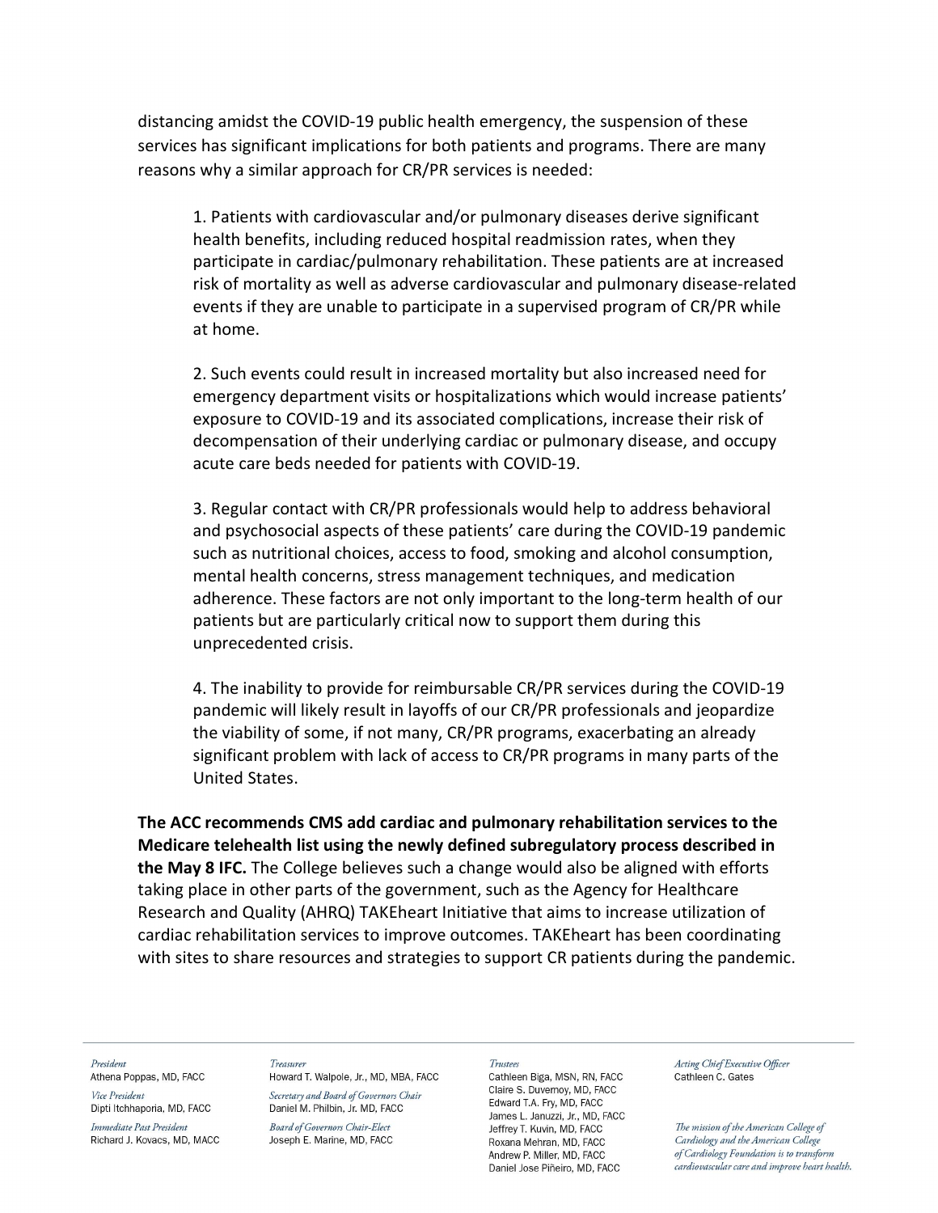distancing amidst the COVID-19 public health emergency, the suspension of these services has significant implications for both patients and programs. There are many reasons why a similar approach for CR/PR services is needed:

1. Patients with cardiovascular and/or pulmonary diseases derive significant health benefits, including reduced hospital readmission rates, when they participate in cardiac/pulmonary rehabilitation. These patients are at increased risk of mortality as well as adverse cardiovascular and pulmonary disease-related events if they are unable to participate in a supervised program of CR/PR while at home.

2. Such events could result in increased mortality but also increased need for emergency department visits or hospitalizations which would increase patients' exposure to COVID-19 and its associated complications, increase their risk of decompensation of their underlying cardiac or pulmonary disease, and occupy acute care beds needed for patients with COVID-19.

3. Regular contact with CR/PR professionals would help to address behavioral and psychosocial aspects of these patients' care during the COVID-19 pandemic such as nutritional choices, access to food, smoking and alcohol consumption, mental health concerns, stress management techniques, and medication adherence. These factors are not only important to the long-term health of our patients but are particularly critical now to support them during this unprecedented crisis.

4. The inability to provide for reimbursable CR/PR services during the COVID-19 pandemic will likely result in layoffs of our CR/PR professionals and jeopardize the viability of some, if not many, CR/PR programs, exacerbating an already significant problem with lack of access to CR/PR programs in many parts of the United States.

**The ACC recommends CMS add cardiac and pulmonary rehabilitation services to the Medicare telehealth list using the newly defined subregulatory process described in the May 8 IFC.** The College believes such a change would also be aligned with efforts taking place in other parts of the government, such as the Agency for Healthcare Research and Quality (AHRQ) TAKEheart Initiative that aims to increase utilization of cardiac rehabilitation services to improve outcomes. TAKEheart has been coordinating with sites to share resources and strategies to support CR patients during the pandemic.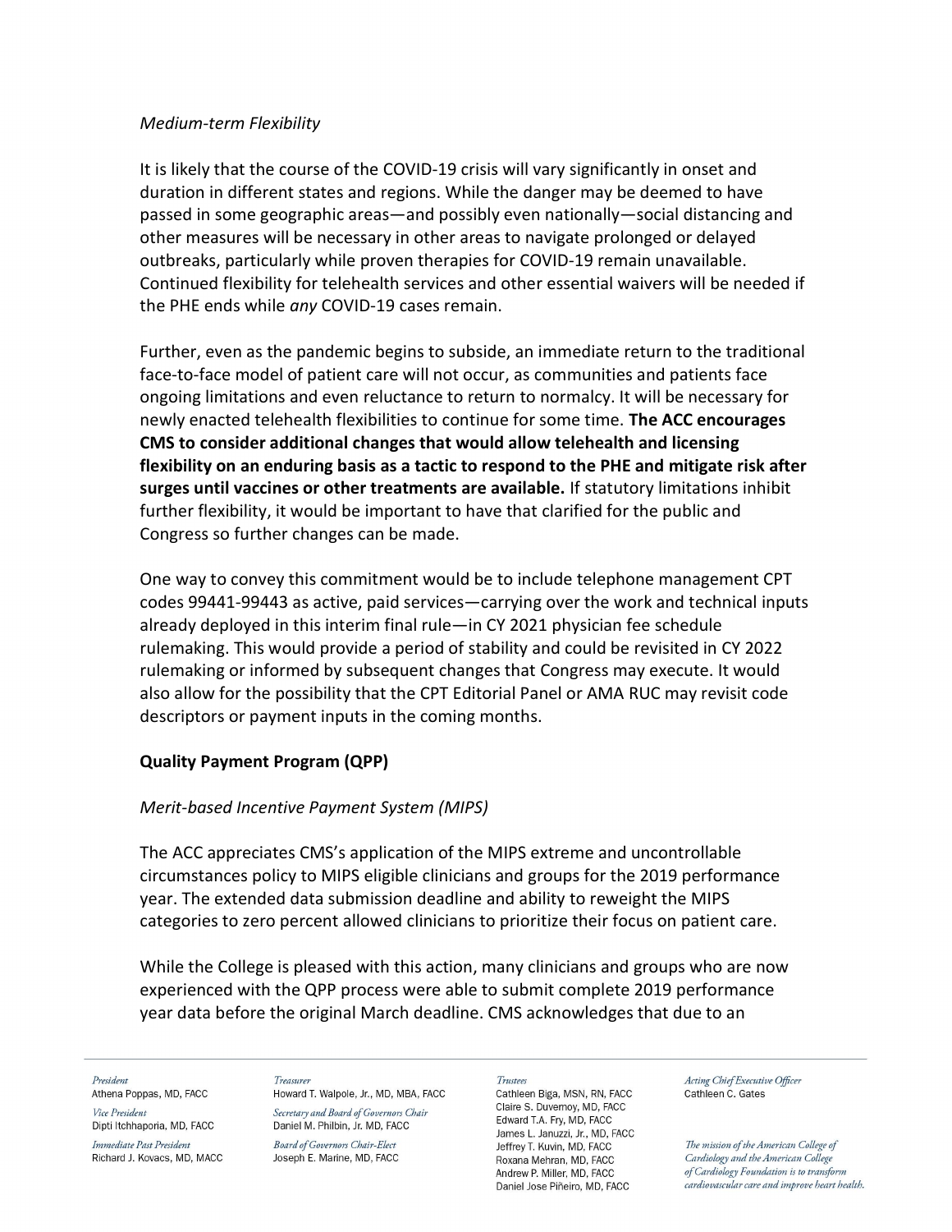*Medium-term Flexibility*

It is likely that the course of the COVID-19 crisis will vary significantly in onset and duration in different states and regions. While the danger may be deemed to have passed in some geographic areas—and possibly even nationally—social distancing and other measures will be necessary in other areas to navigate prolonged or delayed outbreaks, particularly while proven therapies for COVID-19 remain unavailable. Continued flexibility for telehealth services and other essential waivers will be needed if the PHE ends while *any* COVID-19 cases remain.

Further, even as the pandemic begins to subside, an immediate return to the traditional face-to-face model of patient care will not occur, as communities and patients face ongoing limitations and even reluctance to return to normalcy. It will be necessary for newly enacted telehealth flexibilities to continue for some time. **The ACC encourages CMS to consider additional changes that would allow telehealth and licensing flexibility on an enduring basis as a tactic to respond to the PHE and mitigate risk after surges until vaccines or other treatments are available.** If statutory limitations inhibit further flexibility, it would be important to have that clarified for the public and Congress so further changes can be made.

One way to convey this commitment would be to include telephone management CPT codes 99441-99443 as active, paid services—carrying over the work and technical inputs already deployed in this interim final rule—in CY 2021 physician fee schedule rulemaking. This would provide a period of stability and could be revisited in CY 2022 rulemaking or informed by subsequent changes that Congress may execute. It would also allow for the possibility that the CPT Editorial Panel or AMA RUC may revisit code descriptors or payment inputs in the coming months.

## Quality Payment Program (QPP)

*Merit-based Incentive Payment System (MIPS)*

The ACC appreciates CMS's application of the MIPS extreme and uncontrollable circumstances policy to MIPS eligible clinicians and groups for the 2019 performance year. The extended data submission deadline and ability to reweight the MIPS categories to zero percent allowed clinicians to prioritize their focus on patient care.

While the College is pleased with this action, many clinicians and groups who are now experienced with the QPP process were able to submit complete 2019 performance year data before the original March deadline. CMS acknowledges that due to an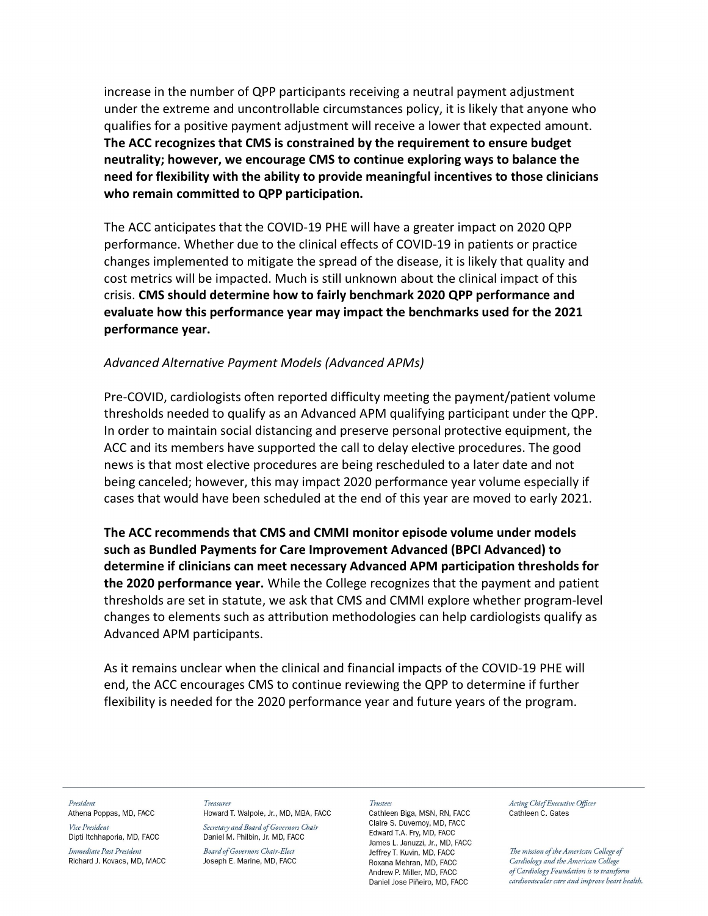increase in the number of QPP participants receiving a neutral payment adjustment under the extreme and uncontrollable circumstances policy, it is likely that anyone who qualifies for a positive payment adjustment will receive a lower that expected amount. **The ACC recognizes that CMS is constrained by the requirement to ensure budget neutrality; however, we encourage CMS to continue exploring ways to balance the need for flexibility with the ability to provide meaningful incentives to those clinicians who remain committed to QPP participation.**

The ACC anticipates that the COVID-19 PHE will have a greater impact on 2020 QPP performance. Whether due to the clinical effects of COVID-19 in patients or practice changes implemented to mitigate the spread of the disease, it is likely that quality and cost metrics will be impacted. Much is still unknown about the clinical impact of this crisis. **CMS should determine how to fairly benchmark 2020 QPP performance and evaluate how this performance year may impact the benchmarks used for the 2021 performance year.**

*Advanced Alternative Payment Models (Advanced APMs)*

Pre-COVID, cardiologists often reported difficulty meeting the payment/patient volume thresholds needed to qualify as an Advanced APM qualifying participant under the QPP. In order to maintain social distancing and preserve personal protective equipment, the ACC and its members have supported the call to delay elective procedures. The good news is that most elective procedures are being rescheduled to a later date and not being canceled; however, this may impact 2020 performance year volume especially if cases that would have been scheduled at the end of this year are moved to early 2021.

**The ACC recommends that CMS and CMMI monitor episode volume under models such as Bundled Payments for Care Improvement Advanced (BPCI Advanced) to determine if clinicians can meet necessary Advanced APM participation thresholds for the 2020 performance year.** While the College recognizes that the payment and patient thresholds are set in statute, we ask that CMS and CMMI explore whether program-level changes to elements such as attribution methodologies can help cardiologists qualify as Advanced APM participants.

As it remains unclear when the clinical and financial impacts of the COVID-19 PHE will end, the ACC encourages CMS to continue reviewing the QPP to determine if further flexibility is needed for the 2020 performance year and future years of the program.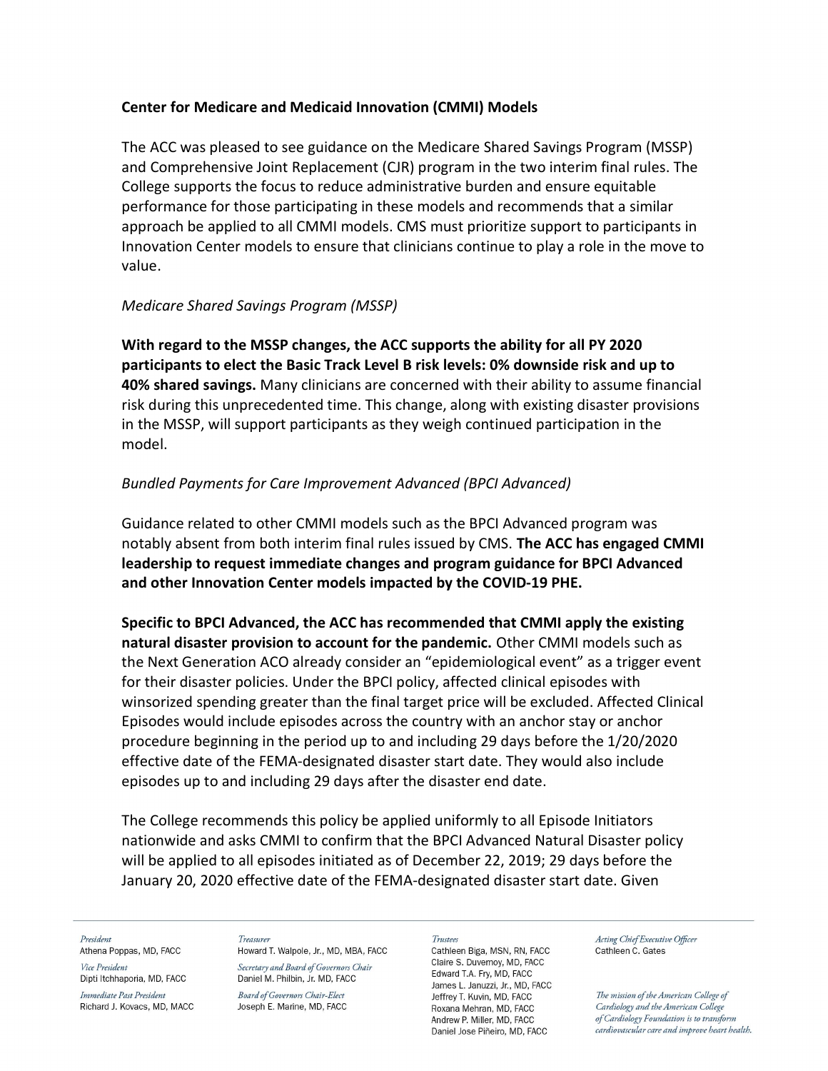**Center for Medicare and Medicaid Innovation (CMMI) Models**

The ACC was pleased to see guidance on the Medicare Shared Savings Program (MSSP) and Comprehensive Joint Replacement (CJR) program in the two interim final rules. The College supports the focus to reduce administrative burden and ensure equitable performance for those participating in these models and recommends that a similar approach be applied to all CMMI models. CMS must prioritize support to participants in Innovation Center models to ensure that clinicians continue to play a role in the move to value.

*Medicare Shared Savings Program (MSSP)*

**With regard to the MSSP changes, the ACC supports the ability for all PY 2020 participants to elect the Basic Track Level B risk levels: 0% downside risk and up to 40% shared savings.** Many clinicians are concerned with their ability to assume financial risk during this unprecedented time. This change, along with existing disaster provisions in the MSSP, will support participants as they weigh continued participation in the model.

*Bundled Payments for Care Improvement Advanced (BPCI Advanced)*

Guidance related to other CMMI models such as the BPCI Advanced program was notably absent from both interim final rules issued by CMS. **The ACC has engaged CMMI leadership to request immediate changes and program guidance for BPCI Advanced and other Innovation Center models impacted by the COVID-19 PHE.**

**Specific to BPCI Advanced, the ACC has recommended that CMMI apply the existing natural disaster provision to account for the pandemic.** Other CMMI models such as the Next Generation ACO already consider an "epidemiological event" as a trigger event for their disaster policies. Under the BPCI policy, affected clinical episodes with winsorized spending greater than the final target price will be excluded. Affected Clinical Episodes would include episodes across the country with an anchor stay or anchor procedure beginning in the period up to and including 29 days before the 1/20/2020 effective date of the FEMA-designated disaster start date. They would also include episodes up to and including 29 days after the disaster end date.

The College recommends this policy be applied uniformly to all Episode Initiators nationwide and asks CMMI to confirm that the BPCI Advanced Natural Disaster policy will be applied to all episodes initiated as of December 22, 2019; 29 days before the January 20, 2020 effective date of the FEMA-designated disaster start date. Given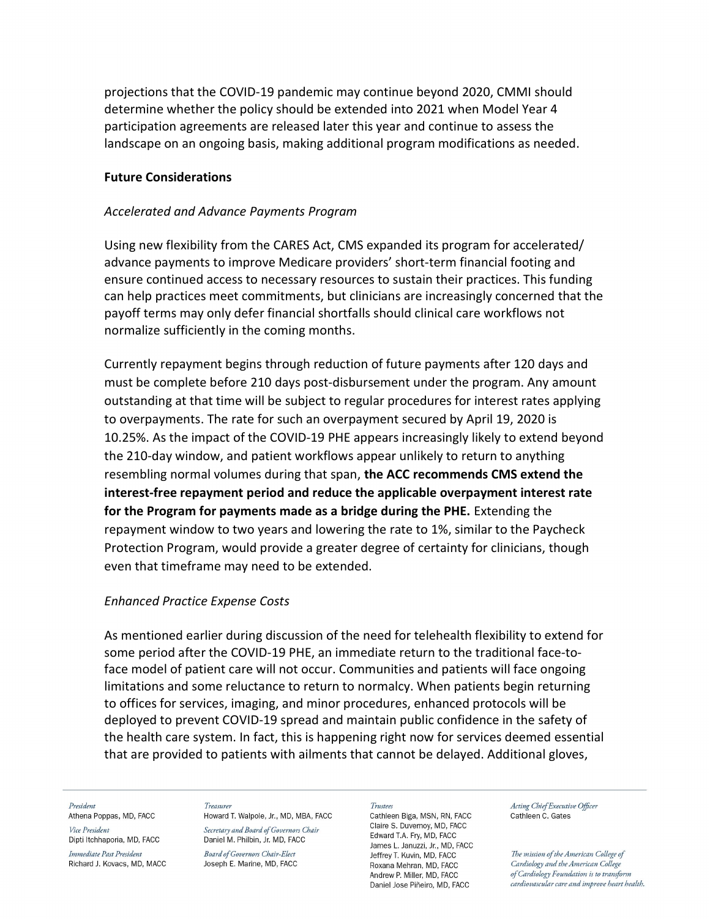projections that the COVID-19 pandemic may continue beyond 2020, CMMI should determine whether the policy should be extended into 2021 when Model Year 4 participation agreements are released later this year and continue to assess the landscape on an ongoing basis, making additional program modifications as needed.

**Future Considerations**

*Accelerated and Advance Payments Program*

Using new flexibility from the CARES Act, CMS expanded its program for accelerated/ advance payments to improve Medicare providers' short-term financial footing and ensure continued access to necessary resources to sustain their practices. This funding can help practices meet commitments, but clinicians are increasingly concerned that the payoff terms may only defer financial shortfalls should clinical care workflows not normalize sufficiently in the coming months.

Currently repayment begins through reduction of future payments after 120 days and must be complete before 210 days post-disbursement under the program. Any amount outstanding at that time will be subject to regular procedures for interest rates applying to overpayments. The rate for such an overpayment secured by April 19, 2020 is 10.25%. As the impact of the COVID-19 PHE appears increasingly likely to extend beyond the 210-day window, and patient workflows appear unlikely to return to anything resembling normal volumes during that span, **the ACC recommends CMS extend the interest-free repayment period and reduce the applicable overpayment interest rate for the Program for payments made as a bridge during the PHE.** Extending the repayment window to two years and lowering the rate to 1%, similar to the Paycheck Protection Program, would provide a greater degree of certainty for clinicians, though even that timeframe may need to be extended.

*Enhanced Practice Expense Costs*

As mentioned earlier during discussion of the need for telehealth flexibility to extend for some period after the COVID-19 PHE, an immediate return to the traditional face-to-face model of patient care will not occur. Communities and patients will face ongoing limitations and some reluctance to return to normalcy. When patients begin returning to offices for services, imaging, and minor procedures, enhanced protocols will be deployed to prevent COVID-19 spread and maintain public confidence in the safety of the health care system. In fact, this is happening right now for services deemed essential that are provided to patients with ailments that cannot be delayed. Additional gloves,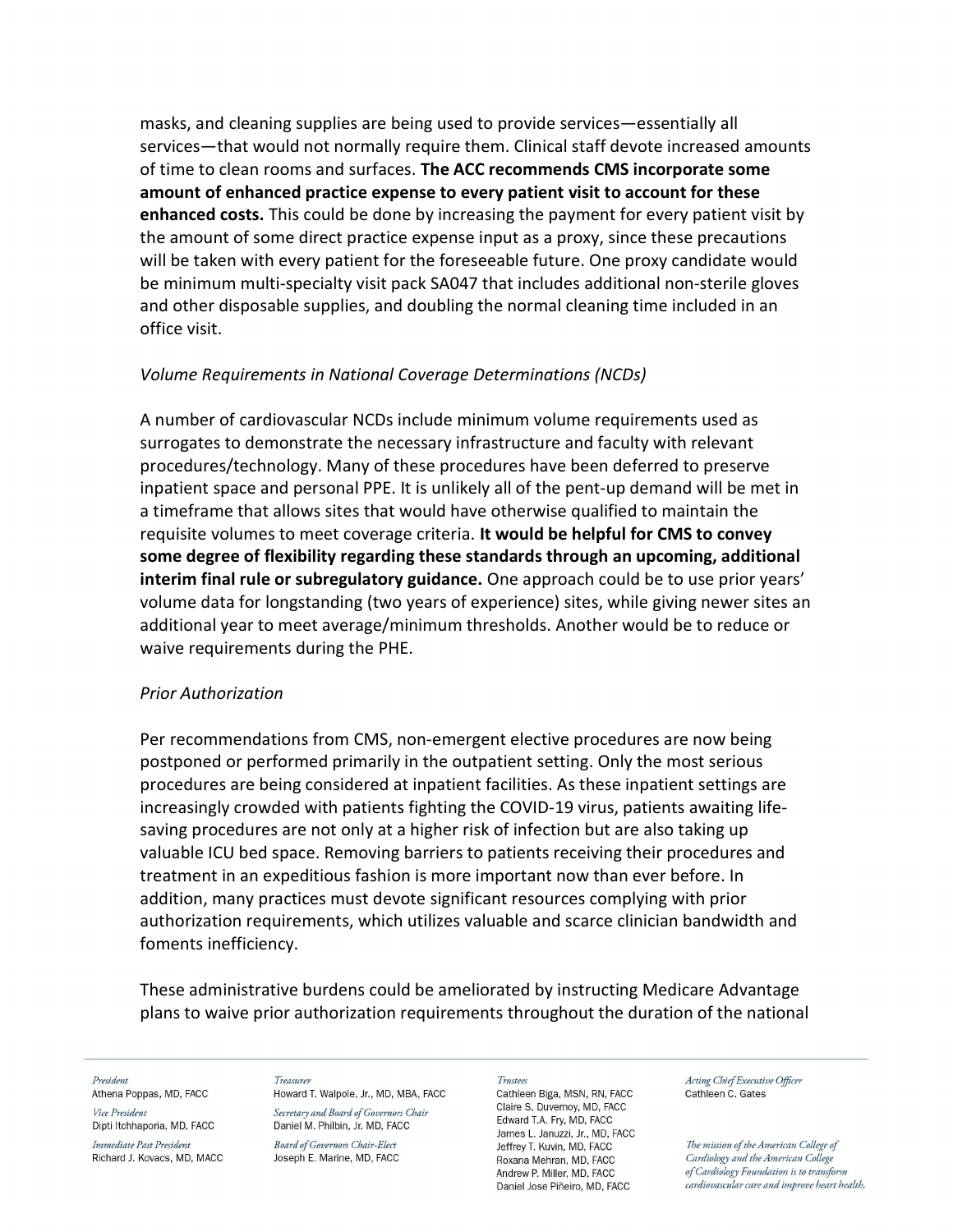masks, and cleaning supplies are being used to provide services—essentially all services—that would not normally require them. Clinical staff devote increased amounts of time to clean rooms and surfaces. **The ACC recommends CMS incorporate some amount of enhanced practice expense to every patient visit to account for these enhanced costs.** This could be done by increasing the payment for every patient visit by the amount of some direct practice expense input as a proxy, since these precautions will be taken with every patient for the foreseeable future. One proxy candidate would be minimum multi-specialty visit pack SA047 that includes additional non-sterile gloves and other disposable supplies, and doubling the normal cleaning time included in an office visit.

*Volume Requirements in National Coverage Determinations (NCDs)*

A number of cardiovascular NCDs include minimum volume requirements used as surrogates to demonstrate the necessary infrastructure and faculty with relevant procedures/technology. Many of these procedures have been deferred to preserve inpatient space and personal PPE. It is unlikely all of the pent-up demand will be met in a timeframe that allows sites that would have otherwise qualified to maintain the requisite volumes to meet coverage criteria. **It would be helpful for CMS to convey some degree of flexibility regarding these standards through an upcoming, additional interim final rule or subregulatory guidance.** One approach could be to use prior years' volume data for longstanding (two years of experience) sites, while giving newer sites an additional year to meet average/minimum thresholds. Another would be to reduce or waive requirements during the PHE.

*Prior Authorization*

Per recommendations from CMS, non-emergent elective procedures are now being postponed or performed primarily in the outpatient setting. Only the most serious procedures are being considered at inpatient facilities. As these inpatient settings are increasingly crowded with patients fighting the COVID-19 virus, patients awaiting life-saving procedures are not only at a higher risk of infection but are also taking up valuable ICU bed space. Removing barriers to patients receiving their procedures and treatment in an expeditious fashion is more important now than ever before. In addition, many practices must devote significant resources complying with prior authorization requirements, which utilizes valuable and scarce clinician bandwidth and foments inefficiency.

These administrative burdens could be ameliorated by instructing Medicare Advantage plans to waive prior authorization requirements throughout the duration of the national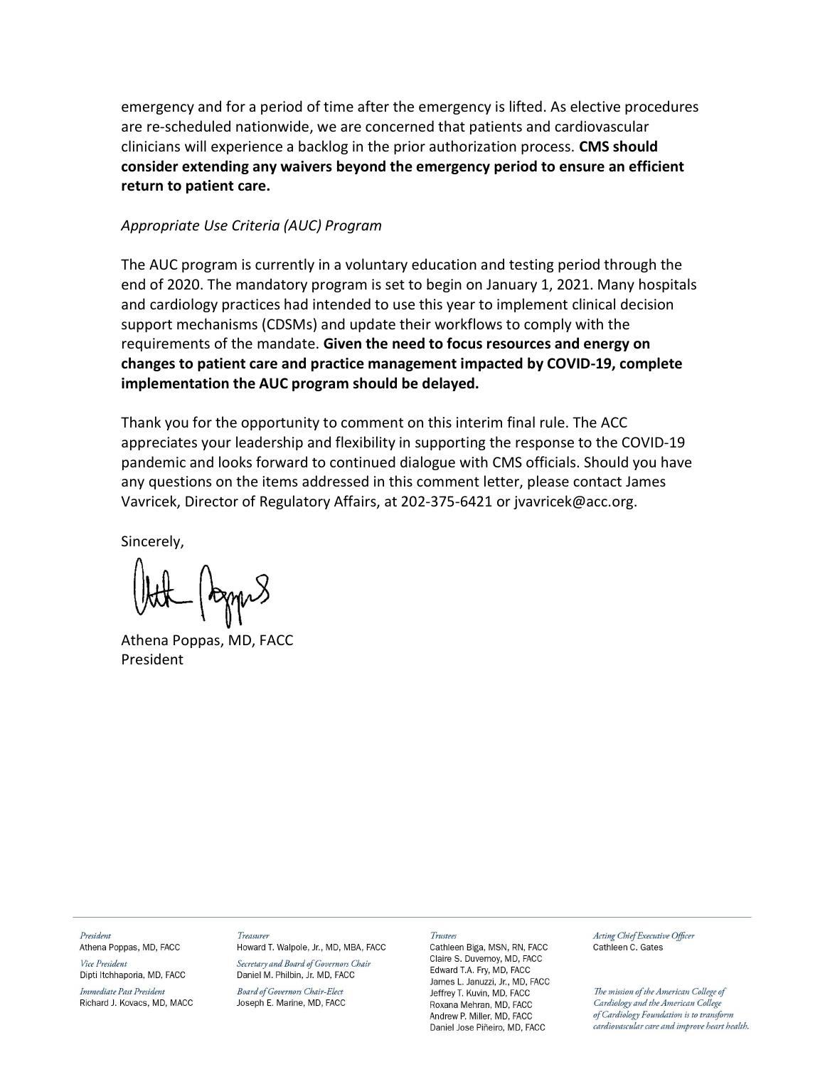emergency and for a period of time after the emergency is lifted. As elective procedures are re-scheduled nationwide, we are concerned that patients and cardiovascular clinicians will experience a backlog in the prior authorization process. **CMS should consider extending any waivers beyond the emergency period to ensure an efficient return to patient care.**

*Appropriate Use Criteria (AUC) Program*

The AUC program is currently in a voluntary education and testing period through the end of 2020. The mandatory program is set to begin on January 1, 2021. Many hospitals and cardiology practices had intended to use this year to implement clinical decision support mechanisms (CDSMs) and update their workflows to comply with the requirements of the mandate. **Given the need to focus resources and energy on changes to patient care and practice management impacted by COVID-19, complete implementation the AUC program should be delayed.**

Thank you for the opportunity to comment on this interim final rule. The ACC appreciates your leadership and flexibility in supporting the response to the COVID-19 pandemic and looks forward to continued dialogue with CMS officials. Should you have any questions on the items addressed in this comment letter, please contact James Vavricek, Director of Regulatory Affairs, at 202-375-6421 or jvavricek@acc.org.

Sincerely,

Athena Poppas, MD, FACC
President

*President*
Athena Poppas, MD, FACC

*Vice President*
Dipti Itchhaporia, MD, FACC

*Immediate Past President*
Richard J. Kovacs, MD, MACC

*Treasurer*
Howard T. Walpole, Jr., MD, MBA, FACC

*Secretary and Board of Governors Chair*
Daniel M. Philbin, Jr. MD, FACC

*Board of Governors Chair-Elect*
Joseph E. Marine, MD, FACC

*Trustees*
Cathleen Biga, MSN, RN, FACC
Claire S. Duvernoy, MD, FACC
Edward T.A. Fry, MD, FACC
James L. Januzzi, Jr., MD, FACC
Jeffrey T. Kuvin, MD, FACC
Roxana Mehran, MD, FACC
Andrew P. Miller, MD, FACC
Daniel Jose Piñeiro, MD, FACC

*Acting Chief Executive Officer*
Cathleen C. Gates

*The mission of the American College of Cardiology and the American College of Cardiology Foundation is to transform cardiovascular care and improve heart health.*